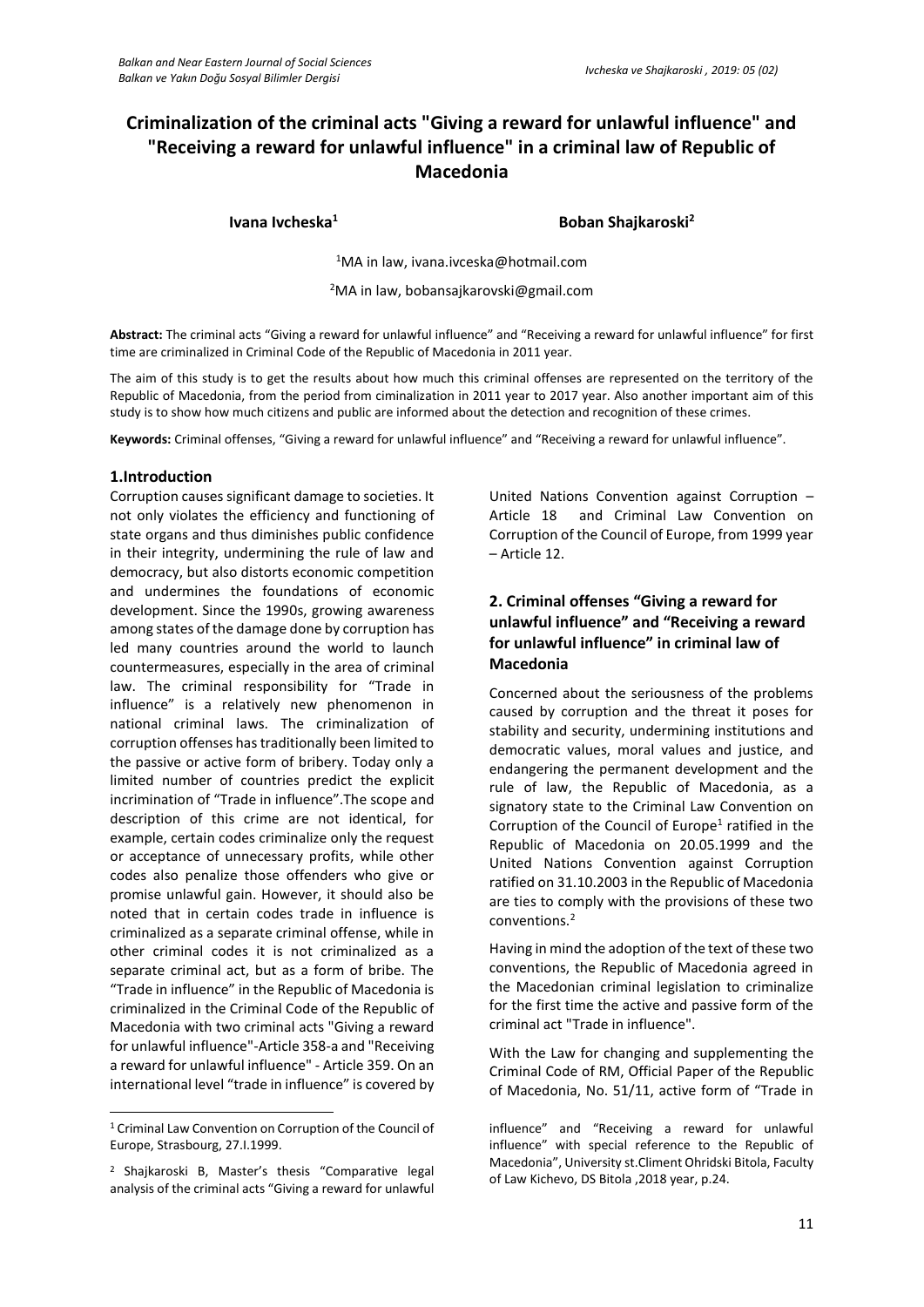# Criminalization of the criminal acts "Giving a reward for unlawful influence" and "Receiving a reward for unlawful influence" in a criminal law of Republic of Macedonia

**Ivana Ivcheska[1]** **Boban Shajkaroski[2]**

[1]MA in law, ivana.ivceska@hotmail.com

[2]MA in law, bobansajkarovski@gmail.com

**Abstract:** The criminal acts "Giving a reward for unlawful influence" and "Receiving a reward for unlawful influence" for first time are criminalized in Criminal Code of the Republic of Macedonia in 2011 year.

The aim of this study is to get the results about how much this criminal offenses are represented on the territory of the Republic of Macedonia, from the period from ciminalization in 2011 year to 2017 year. Also another important aim of this study is to show how much citizens and public are informed about the detection and recognition of these crimes.

**Keywords:** Criminal offenses, "Giving a reward for unlawful influence" and "Receiving a reward for unlawful influence".

## 1.Introduction

Corruption causes significant damage to societies. It not only violates the efficiency and functioning of state organs and thus diminishes public confidence in their integrity, undermining the rule of law and democracy, but also distorts economic competition and undermines the foundations of economic development. Since the 1990s, growing awareness among states of the damage done by corruption has led many countries around the world to launch countermeasures, especially in the area of criminal law. The criminal responsibility for "Trade in influence" is a relatively new phenomenon in national criminal laws. The criminalization of corruption offenses has traditionally been limited to the passive or active form of bribery. Today only a limited number of countries predict the explicit incrimination of "Trade in influence".The scope and description of this crime are not identical, for example, certain codes criminalize only the request or acceptance of unnecessary profits, while other codes also penalize those offenders who give or promise unlawful gain. However, it should also be noted that in certain codes trade in influence is criminalized as a separate criminal offense, while in other criminal codes it is not criminalized as a separate criminal act, but as a form of bribe. The "Trade in influence" in the Republic of Macedonia is criminalized in the Criminal Code of the Republic of Macedonia with two criminal acts "Giving a reward for unlawful influence"-Article 358-a and "Receiving a reward for unlawful influence" - Article 359. On an international level "trade in influence" is covered by United Nations Convention against Corruption – Article 18 and Criminal Law Convention on Corruption of the Council of Europe, from 1999 year – Article 12.

## 2. Criminal offenses "Giving a reward for unlawful influence" and "Receiving a reward for unlawful influence" in criminal law of Macedonia

Concerned about the seriousness of the problems caused by corruption and the threat it poses for stability and security, undermining institutions and democratic values, moral values and justice, and endangering the permanent development and the rule of law, the Republic of Macedonia, as a signatory state to the Criminal Law Convention on Corruption of the Council of Europe[1] ratified in the Republic of Macedonia on 20.05.1999 and the United Nations Convention against Corruption ratified on 31.10.2003 in the Republic of Macedonia are ties to comply with the provisions of these two conventions.[2]

Having in mind the adoption of the text of these two conventions, the Republic of Macedonia agreed in the Macedonian criminal legislation to criminalize for the first time the active and passive form of the criminal act "Trade in influence".

With the Law for changing and supplementing the Criminal Code of RM, Official Paper of the Republic of Macedonia, No. 51/11, active form of "Trade in

---

[1] Criminal Law Convention on Corruption of the Council of Europe, Strasbourg, 27.I.1999.

[2] Shajkaroski B, Master's thesis "Comparative legal analysis of the criminal acts "Giving a reward for unlawful influence" and "Receiving a reward for unlawful influence" with special reference to the Republic of Macedonia", University st.Climent Ohridski Bitola, Faculty of Law Kichevo, DS Bitola ,2018 year, p.24.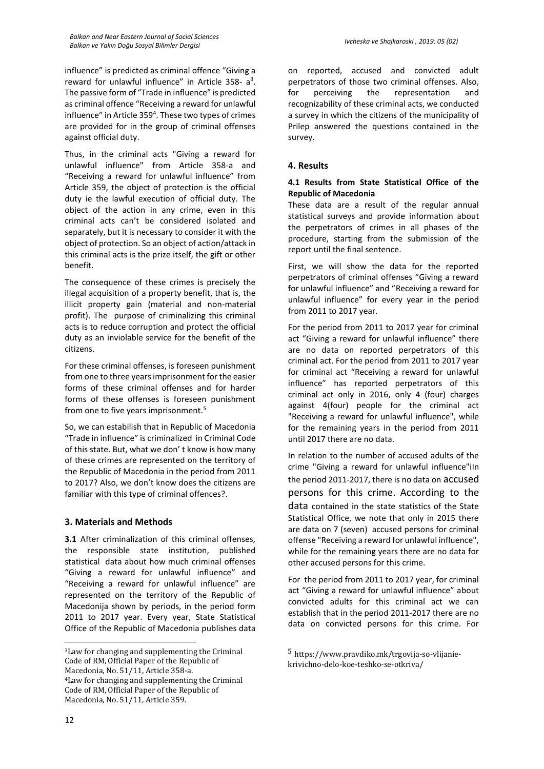influence" is predicted as criminal offence "Giving a reward for unlawful influence" in Article 358- a[3]. The passive form of "Trade in influence" is predicted as criminal offence "Receiving a reward for unlawful influence" in Article 359[4]. These two types of crimes are provided for in the group of criminal offenses against official duty.

Thus, in the criminal acts "Giving a reward for unlawful influence" from Article 358-a and "Receiving a reward for unlawful influence" from Article 359, the object of protection is the official duty ie the lawful execution of official duty. The object of the action in any crime, even in this criminal acts can't be considered isolated and separately, but it is necessary to consider it with the object of protection. So an object of action/attack in this criminal acts is the prize itself, the gift or other benefit.

The consequence of these crimes is precisely the illegal acquisition of a property benefit, that is, the illicit property gain (material and non-material profit). The purpose of criminalizing this criminal acts is to reduce corruption and protect the official duty as an inviolable service for the benefit of the citizens.

For these criminal offenses, is foreseen punishment from one to three years imprisonment for the easier forms of these criminal offenses and for harder forms of these offenses is foreseen punishment from one to five years imprisonment.[5]

So, we can estabilish that in Republic of Macedonia "Trade in influence" is criminalized in Criminal Code of this state. But, what we don' t know is how many of these crimes are represented on the territory of the Republic of Macedonia in the period from 2011 to 2017? Also, we don't know does the citizens are familiar with this type of criminal offences?.

## 3. Materials and Methods

**3.1** After criminalization of this criminal offenses, the responsible state institution, published statistical data about how much criminal offenses "Giving a reward for unlawful influence" and "Receiving a reward for unlawful influence" are represented on the territory of the Republic of Macedonija shown by periods, in the period form 2011 to 2017 year. Every year, State Statistical Office of the Republic of Macedonia publishes data on reported, accused and convicted adult perpetrators of those two criminal offenses. Also, for perceiving the representation and recognizability of these criminal acts, we conducted a survey in which the citizens of the municipality of Prilep answered the questions contained in the survey.

## 4. Results

### 4.1 Results from State Statistical Office of the Republic of Macedonia

These data are a result of the regular annual statistical surveys and provide information about the perpetrators of crimes in all phases of the procedure, starting from the submission of the report until the final sentence.

First, we will show the data for the reported perpetrators of criminal offenses "Giving a reward for unlawful influence" and "Receiving a reward for unlawful influence" for every year in the period from 2011 to 2017 year.

For the period from 2011 to 2017 year for criminal act "Giving a reward for unlawful influence" there are no data on reported perpetrators of this criminal act. For the period from 2011 to 2017 year for criminal act "Receiving a reward for unlawful influence" has reported perpetrators of this criminal act only in 2016, only 4 (four) charges against 4(four) people for the criminal act "Receiving a reward for unlawful influence", while for the remaining years in the period from 2011 until 2017 there are no data.

In relation to the number of accused adults of the crime "Giving a reward for unlawful influence"iIn the period 2011-2017, there is no data on accused persons for this crime. According to the data contained in the state statistics of the State Statistical Office, we note that only in 2015 there are data on 7 (seven) accused persons for criminal offense "Receiving a reward for unlawful influence", while for the remaining years there are no data for other accused persons for this crime.

For the period from 2011 to 2017 year, for criminal act "Giving a reward for unlawful influence" about convicted adults for this criminal act we can establish that in the period 2011-2017 there are no data on convicted persons for this crime. For

---

[3] Law for changing and supplementing the Criminal Code of RM, Official Paper of the Republic of Macedonia, No. 51/11, Article 358-a.

[4] Law for changing and supplementing the Criminal Code of RM, Official Paper of the Republic of Macedonia, No. 51/11, Article 359.

[5] https://www.pravdiko.mk/trgovija-so-vlijanie-krivichno-delo-koe-teshko-se-otkriva/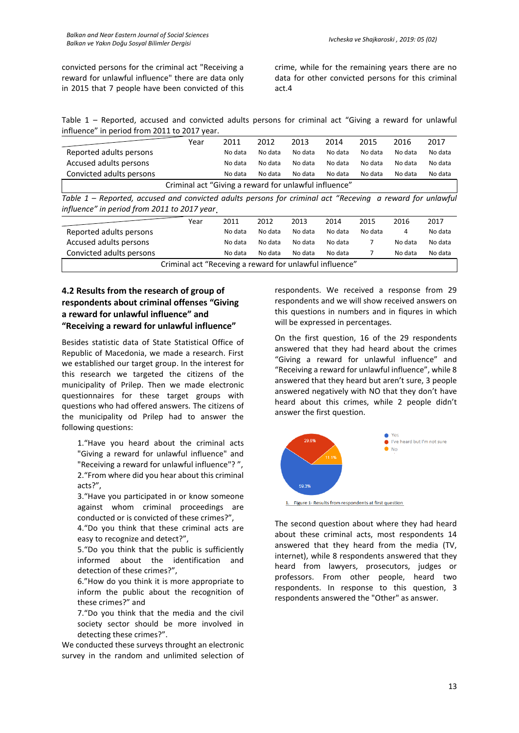convicted persons for the criminal act "Receiving a reward for unlawful influence" there are data only in 2015 that 7 people have been convicted of this crime, while for the remaining years there are no data for other convicted persons for this criminal act.4

Table 1 – Reported, accused and convicted adults persons for criminal act "Giving a reward for unlawful influence" in period from 2011 to 2017 year.

| Year | 2011 | 2012 | 2013 | 2014 | 2015 | 2016 | 2017 |
|---|---|---|---|---|---|---|---|
| Reported adults persons | No data | No data | No data | No data | No data | No data | No data |
| Accused adults persons | No data | No data | No data | No data | No data | No data | No data |
| Convicted adults persons | No data | No data | No data | No data | No data | No data | No data |
| Criminal act "Giving a reward for unlawful influence" | | | | | | | |

*Table 1 – Reported, accused and convicted adults persons for criminal act "Receving a reward for unlawful influence" in period from 2011 to 2017 year.*

| Year | 2011 | 2012 | 2013 | 2014 | 2015 | 2016 | 2017 |
|---|---|---|---|---|---|---|---|
| Reported adults persons | No data | No data | No data | No data | No data | 4 | No data |
| Accused adults persons | No data | No data | No data | No data | 7 | No data | No data |
| Convicted adults persons | No data | No data | No data | No data | 7 | No data | No data |
| Criminal act "Receving a reward for unlawful influence" | | | | | | | |

### 4.2 Results from the research of group of respondents about criminal offenses "Giving a reward for unlawful influence" and "Receiving a reward for unlawful influence"

Besides statistic data of State Statistical Office of Republic of Macedonia, we made a research. First we established our target group. In the interest for this research we targeted the citizens of the municipality of Prilep. Then we made electronic questionnaires for these target groups with questions who had offered answers. The citizens of the municipality od Prilep had to answer the following questions:

1."Have you heard about the criminal acts "Giving a reward for unlawful influence" and "Receiving a reward for unlawful influence"? ",
2."From where did you hear about this criminal acts?",
3."Have you participated in or know someone against whom criminal proceedings are conducted or is convicted of these crimes?",
4."Do you think that these criminal acts are easy to recognize and detect?",
5."Do you think that the public is sufficiently informed about the identification and detection of these crimes?",
6."How do you think it is more appropriate to inform the public about the recognition of these crimes?" and
7."Do you think that the media and the civil society sector should be more involved in detecting these crimes?".

We conducted these surveys throught an electronic survey in the random and unlimited selection of respondents. We received a response from 29 respondents and we will show received answers on this questions in numbers and in fiqures in which will be expressed in percentages.

On the first question, 16 of the 29 respondents answered that they had heard about the crimes "Giving a reward for unlawful influence" and "Receiving a reward for unlawful influence", while 8 answered that they heard but aren't sure, 3 people answered negatively with NO that they don't have heard about this crimes, while 2 people didn't answer the first question.

1. Figure 1- Results from respondents at first question

The second question about where they had heard about these criminal acts, most respondents 14 answered that they heard from the media (TV, internet), while 8 respondents answered that they heard from lawyers, prosecutors, judges or professors. From other people, heard two respondents. In response to this question, 3 respondents answered the "Other" as answer.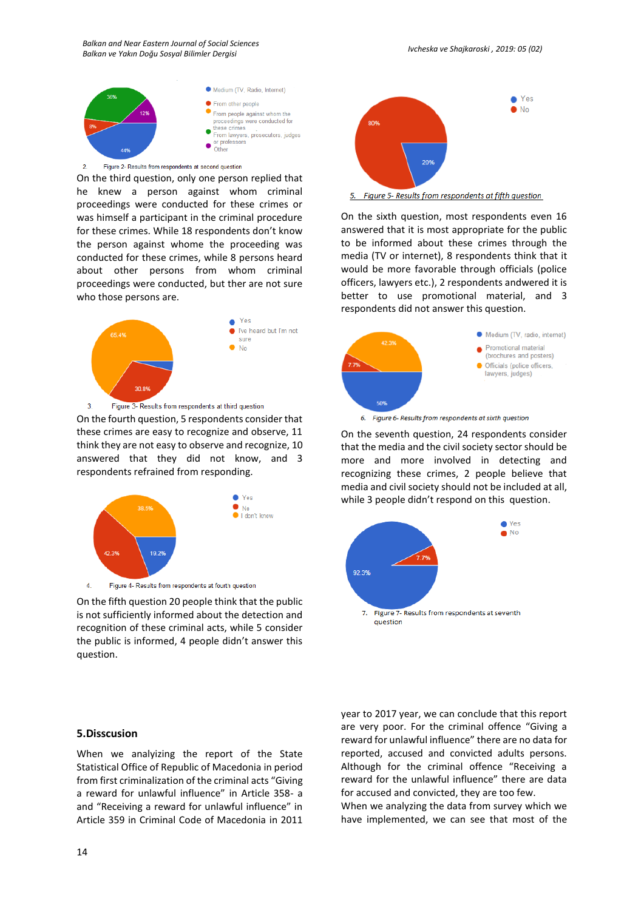2. Figure 2- Results from respondents at second question

On the third question, only one person replied that he knew a person against whom criminal proceedings were conducted for these crimes or was himself a participant in the criminal procedure for these crimes. While 18 respondents don't know the person against whome the proceeding was conducted for these crimes, while 8 persons heard about other persons from whom criminal proceedings were conducted, but ther are not sure who those persons are.

3. Figure 3- Results from respondents at third question

On the fourth question, 5 respondents consider that these crimes are easy to recognize and observe, 11 think they are not easy to observe and recognize, 10 answered that they did not know, and 3 respondents refrained from responding.

4. Figure 4- Results from respondents at fourth question

On the fifth question 20 people think that the public is not sufficiently informed about the detection and recognition of these criminal acts, while 5 consider the public is informed, 4 people didn't answer this question.

5. Figure 5- Results from respondents at fifth question

On the sixth question, most respondents even 16 answered that it is most appropriate for the public to be informed about these crimes through the media (TV or internet), 8 respondents think that it would be more favorable through officials (police officers, lawyers etc.), 2 respondents andwered it is better to use promotional material, and 3 respondents did not answer this question.

6. Figure 6- Results from respondents at sixth question

On the seventh question, 24 respondents consider that the media and the civil society sector should be more and more involved in detecting and recognizing these crimes, 2 people believe that media and civil society should not be included at all, while 3 people didn't respond on this question.

7. Figure 7- Results from respondents at seventh question

## 5.Disscusion

When we analyzing the report of the State Statistical Office of Republic of Macedonia in period from first criminalization of the criminal acts "Giving a reward for unlawful influence" in Article 358- a and "Receiving a reward for unlawful influence" in Article 359 in Criminal Code of Macedonia in 2011 year to 2017 year, we can conclude that this report are very poor. For the criminal offence "Giving a reward for unlawful influence" there are no data for reported, accused and convicted adults persons. Although for the criminal offence "Receiving a reward for the unlawful influence" there are data for accused and convicted, they are too few.

When we analyzing the data from survey which we have implemented, we can see that most of the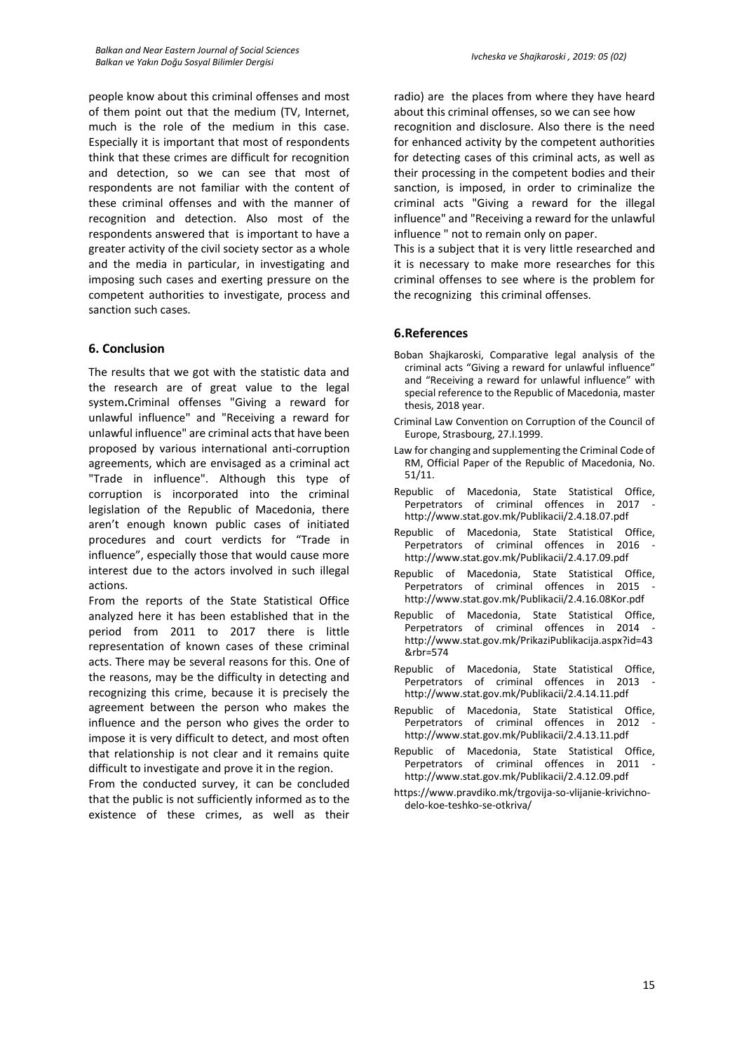people know about this criminal offenses and most of them point out that the medium (TV, Internet, much is the role of the medium in this case. Especially it is important that most of respondents think that these crimes are difficult for recognition and detection, so we can see that most of respondents are not familiar with the content of these criminal offenses and with the manner of recognition and detection. Also most of the respondents answered that is important to have a greater activity of the civil society sector as a whole and the media in particular, in investigating and imposing such cases and exerting pressure on the competent authorities to investigate, process and sanction such cases.

## 6. Conclusion

The results that we got with the statistic data and the research are of great value to the legal system**.**Criminal offenses "Giving a reward for unlawful influence" and "Receiving a reward for unlawful influence" are criminal acts that have been proposed by various international anti-corruption agreements, which are envisaged as a criminal act "Trade in influence". Although this type of corruption is incorporated into the criminal legislation of the Republic of Macedonia, there aren't enough known public cases of initiated procedures and court verdicts for "Trade in influence", especially those that would cause more interest due to the actors involved in such illegal actions.

From the reports of the State Statistical Office analyzed here it has been established that in the period from 2011 to 2017 there is little representation of known cases of these criminal acts. There may be several reasons for this. One of the reasons, may be the difficulty in detecting and recognizing this crime, because it is precisely the agreement between the person who makes the influence and the person who gives the order to impose it is very difficult to detect, and most often that relationship is not clear and it remains quite difficult to investigate and prove it in the region.

From the conducted survey, it can be concluded that the public is not sufficiently informed as to the existence of these crimes, as well as their radio) are the places from where they have heard about this criminal offenses, so we can see how recognition and disclosure. Also there is the need for enhanced activity by the competent authorities for detecting cases of this criminal acts, as well as their processing in the competent bodies and their sanction, is imposed, in order to criminalize the criminal acts "Giving a reward for the illegal influence" and "Receiving a reward for the unlawful influence " not to remain only on paper.

This is a subject that it is very little researched and it is necessary to make more researches for this criminal offenses to see where is the problem for the recognizing this criminal offenses.

## 6.References

Boban Shajkaroski, Comparative legal analysis of the criminal acts "Giving a reward for unlawful influence" and "Receiving a reward for unlawful influence" with special reference to the Republic of Macedonia, master thesis, 2018 year.

Criminal Law Convention on Corruption of the Council of Europe, Strasbourg, 27.I.1999.

Law for changing and supplementing the Criminal Code of RM, Official Paper of the Republic of Macedonia, No. 51/11.

Republic of Macedonia, State Statistical Office, Perpetrators of criminal offences in 2017 - http://www.stat.gov.mk/Publikacii/2.4.18.07.pdf

Republic of Macedonia, State Statistical Office, Perpetrators of criminal offences in 2016 - http://www.stat.gov.mk/Publikacii/2.4.17.09.pdf

Republic of Macedonia, State Statistical Office, Perpetrators of criminal offences in 2015 - http://www.stat.gov.mk/Publikacii/2.4.16.08Kor.pdf

Republic of Macedonia, State Statistical Office, Perpetrators of criminal offences in 2014 - http://www.stat.gov.mk/PrikaziPublikacija.aspx?id=43&rbr=574

Republic of Macedonia, State Statistical Office, Perpetrators of criminal offences in 2013 - http://www.stat.gov.mk/Publikacii/2.4.14.11.pdf

Republic of Macedonia, State Statistical Office, Perpetrators of criminal offences in 2012 - http://www.stat.gov.mk/Publikacii/2.4.13.11.pdf

Republic of Macedonia, State Statistical Office, Perpetrators of criminal offences in 2011 - http://www.stat.gov.mk/Publikacii/2.4.12.09.pdf

https://www.pravdiko.mk/trgovija-so-vlijanie-krivichno-delo-koe-teshko-se-otkriva/